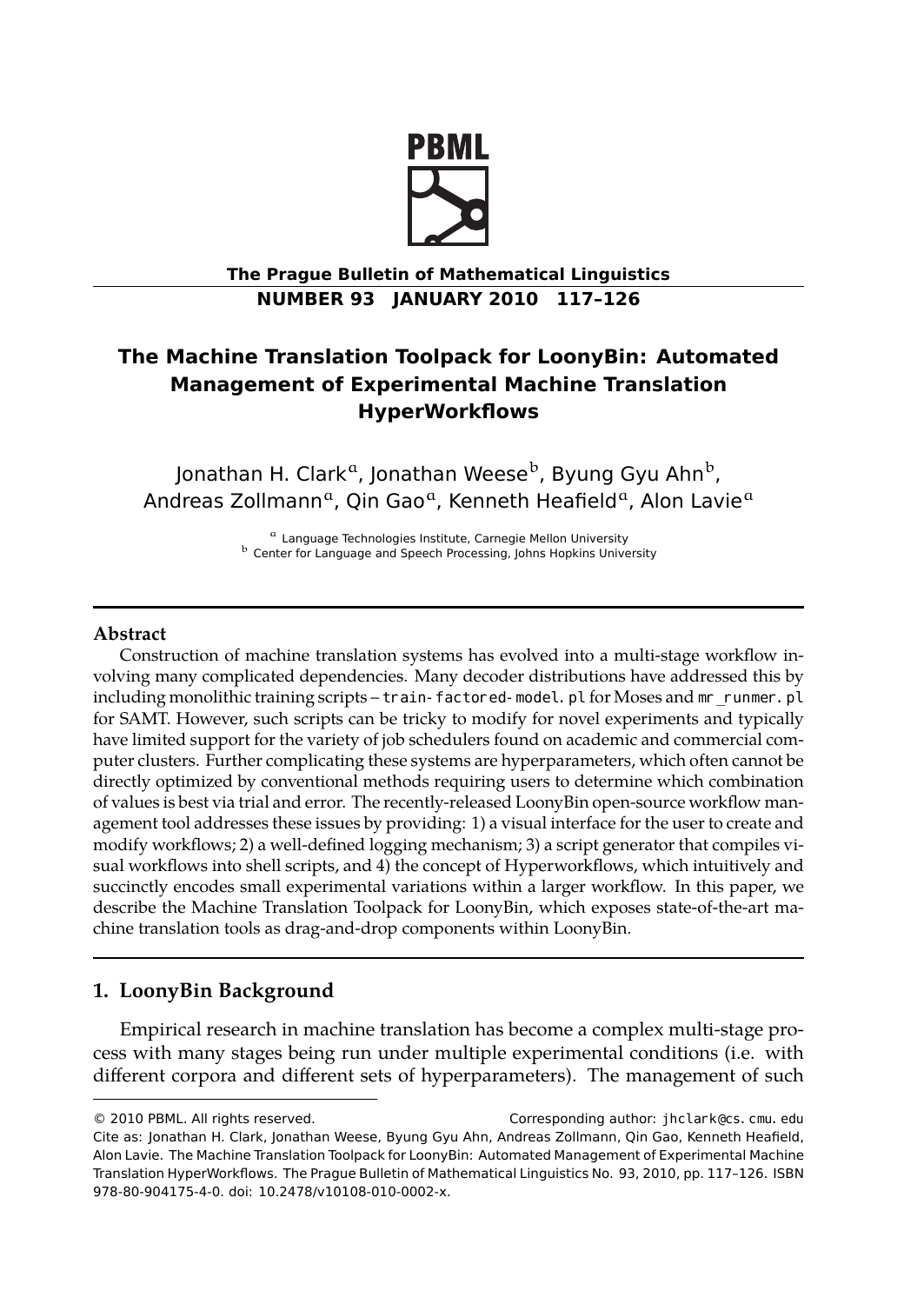# The Machine Translation Toolpack for LoonyBin: Automated Management of Experimental Machine Translation HyperWorkflows

Jonathan H. Clark[a], Jonathan Weese[b], Byung Gyu Ahn[b], Andreas Zollmann[a], Qin Gao[a], Kenneth Heafield[a], Alon Lavie[a]

[a] Language Technologies Institute, Carnegie Mellon University
[b] Center for Language and Speech Processing, Johns Hopkins University

## Abstract

Construction of machine translation systems has evolved into a multi-stage workflow involving many complicated dependencies. Many decoder distributions have addressed this by including monolithic training scripts – `train-factored-model.pl` for Moses and `mr_runmer.pl` for SAMT. However, such scripts can be tricky to modify for novel experiments and typically have limited support for the variety of job schedulers found on academic and commercial computer clusters. Further complicating these systems are hyperparameters, which often cannot be directly optimized by conventional methods requiring users to determine which combination of values is best via trial and error. The recently-released LoonyBin open-source workflow management tool addresses these issues by providing: 1) a visual interface for the user to create and modify workflows; 2) a well-defined logging mechanism; 3) a script generator that compiles visual workflows into shell scripts, and 4) the concept of Hyperworkflows, which intuitively and succinctly encodes small experimental variations within a larger workflow. In this paper, we describe the Machine Translation Toolpack for LoonyBin, which exposes state-of-the-art machine translation tools as drag-and-drop components within LoonyBin.

## 1. LoonyBin Background

Empirical research in machine translation has become a complex multi-stage process with many stages being run under multiple experimental conditions (i.e. with different corpora and different sets of hyperparameters). The management of such

---

© 2010 PBML. All rights reserved. Corresponding author: `jhclark@cs.cmu.edu`
Cite as: Jonathan H. Clark, Jonathan Weese, Byung Gyu Ahn, Andreas Zollmann, Qin Gao, Kenneth Heafield, Alon Lavie. The Machine Translation Toolpack for LoonyBin: Automated Management of Experimental Machine Translation HyperWorkflows. The Prague Bulletin of Mathematical Linguistics No. 93, 2010, pp. 117–126. ISBN 978-80-904175-4-0. doi: 10.2478/v10108-010-0002-x.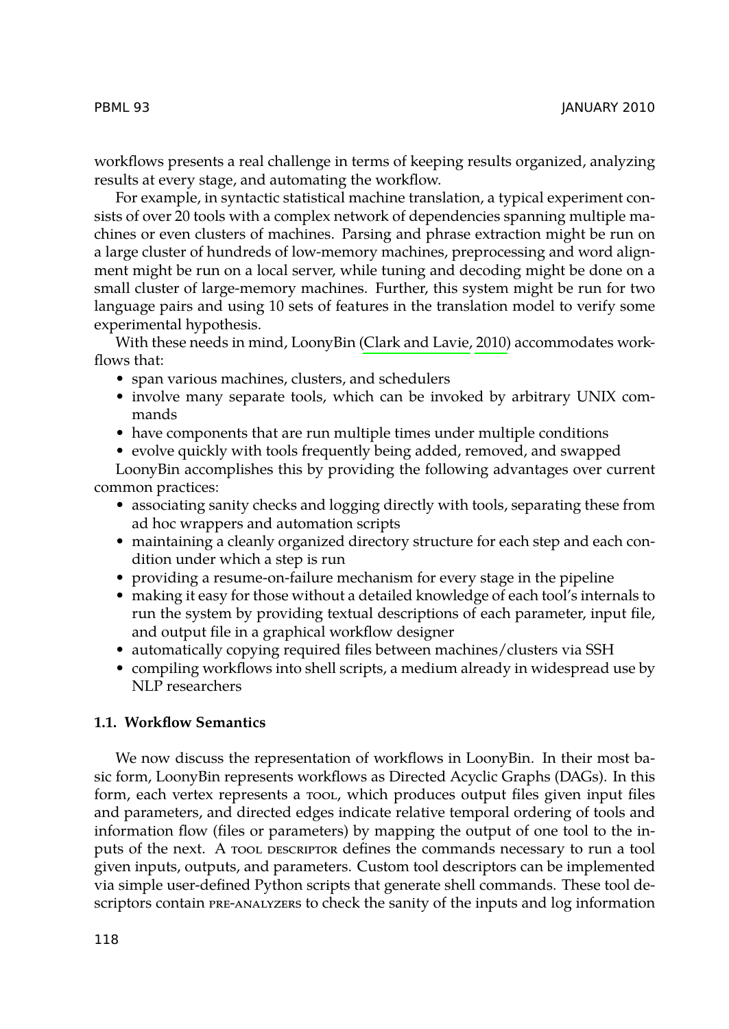workflows presents a real challenge in terms of keeping results organized, analyzing results at every stage, and automating the workflow.

For example, in syntactic statistical machine translation, a typical experiment consists of over 20 tools with a complex network of dependencies spanning multiple machines or even clusters of machines. Parsing and phrase extraction might be run on a large cluster of hundreds of low-memory machines, preprocessing and word alignment might be run on a local server, while tuning and decoding might be done on a small cluster of large-memory machines. Further, this system might be run for two language pairs and using 10 sets of features in the translation model to verify some experimental hypothesis.

With these needs in mind, LoonyBin (Clark and Lavie, 2010) accommodates workflows that:

- span various machines, clusters, and schedulers
- involve many separate tools, which can be invoked by arbitrary UNIX commands
- have components that are run multiple times under multiple conditions
- evolve quickly with tools frequently being added, removed, and swapped

LoonyBin accomplishes this by providing the following advantages over current common practices:

- associating sanity checks and logging directly with tools, separating these from ad hoc wrappers and automation scripts
- maintaining a cleanly organized directory structure for each step and each condition under which a step is run
- providing a resume-on-failure mechanism for every stage in the pipeline
- making it easy for those without a detailed knowledge of each tool's internals to run the system by providing textual descriptions of each parameter, input file, and output file in a graphical workflow designer
- automatically copying required files between machines/clusters via SSH
- compiling workflows into shell scripts, a medium already in widespread use by NLP researchers

### 1.1. Workflow Semantics

We now discuss the representation of workflows in LoonyBin. In their most basic form, LoonyBin represents workflows as Directed Acyclic Graphs (DAGs). In this form, each vertex represents a TOOL, which produces output files given input files and parameters, and directed edges indicate relative temporal ordering of tools and information flow (files or parameters) by mapping the output of one tool to the inputs of the next. A TOOL DESCRIPTOR defines the commands necessary to run a tool given inputs, outputs, and parameters. Custom tool descriptors can be implemented via simple user-defined Python scripts that generate shell commands. These tool descriptors contain PRE-ANALYZERS to check the sanity of the inputs and log information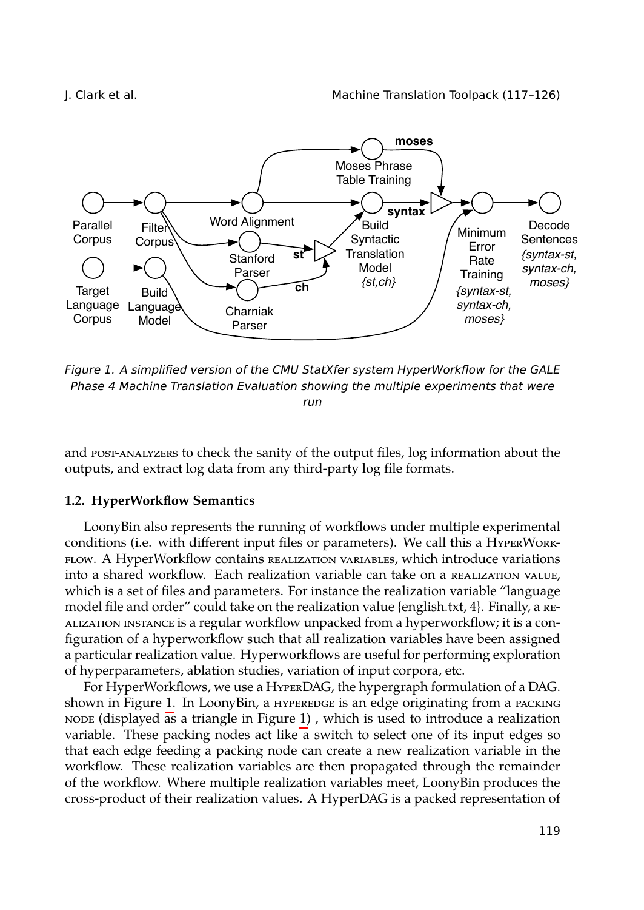Figure 1. A simplified version of the CMU StatXfer system HyperWorkflow for the GALE Phase 4 Machine Translation Evaluation showing the multiple experiments that were run

and POST-ANALYZERS to check the sanity of the output files, log information about the outputs, and extract log data from any third-party log file formats.

### 1.2. HyperWorkflow Semantics

LoonyBin also represents the running of workflows under multiple experimental conditions (i.e. with different input files or parameters). We call this a HYPERWORKFLOW. A HyperWorkflow contains REALIZATION VARIABLES, which introduce variations into a shared workflow. Each realization variable can take on a REALIZATION VALUE, which is a set of files and parameters. For instance the realization variable "language model file and order" could take on the realization value {english.txt, 4}. Finally, a REALIZATION INSTANCE is a regular workflow unpacked from a hyperworkflow; it is a configuration of a hyperworkflow such that all realization variables have been assigned a particular realization value. Hyperworkflows are useful for performing exploration of hyperparameters, ablation studies, variation of input corpora, etc.

For HyperWorkflows, we use a HYPERDAG, the hypergraph formulation of a DAG. shown in Figure 1. In LoonyBin, a HYPEREDGE is an edge originating from a PACKING NODE (displayed as a triangle in Figure 1) , which is used to introduce a realization variable. These packing nodes act like a switch to select one of its input edges so that each edge feeding a packing node can create a new realization variable in the workflow. These realization variables are then propagated through the remainder of the workflow. Where multiple realization variables meet, LoonyBin produces the cross-product of their realization values. A HyperDAG is a packed representation of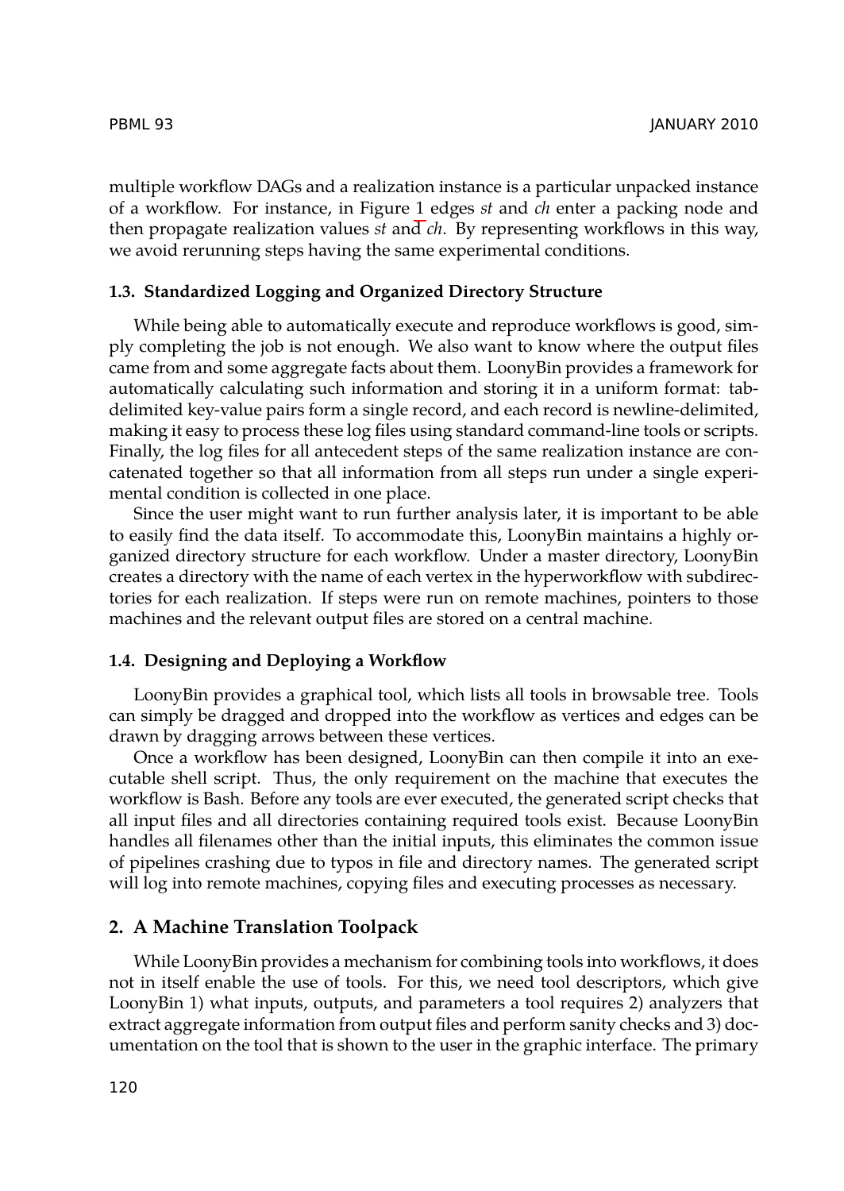multiple workflow DAGs and a realization instance is a particular unpacked instance of a workflow. For instance, in Figure 1 edges *st* and *ch* enter a packing node and then propagate realization values *st* and *ch*. By representing workflows in this way, we avoid rerunning steps having the same experimental conditions.

### 1.3. Standardized Logging and Organized Directory Structure

While being able to automatically execute and reproduce workflows is good, simply completing the job is not enough. We also want to know where the output files came from and some aggregate facts about them. LoonyBin provides a framework for automatically calculating such information and storing it in a uniform format: tab-delimited key-value pairs form a single record, and each record is newline-delimited, making it easy to process these log files using standard command-line tools or scripts. Finally, the log files for all antecedent steps of the same realization instance are concatenated together so that all information from all steps run under a single experimental condition is collected in one place.

Since the user might want to run further analysis later, it is important to be able to easily find the data itself. To accommodate this, LoonyBin maintains a highly organized directory structure for each workflow. Under a master directory, LoonyBin creates a directory with the name of each vertex in the hyperworkflow with subdirectories for each realization. If steps were run on remote machines, pointers to those machines and the relevant output files are stored on a central machine.

### 1.4. Designing and Deploying a Workflow

LoonyBin provides a graphical tool, which lists all tools in browsable tree. Tools can simply be dragged and dropped into the workflow as vertices and edges can be drawn by dragging arrows between these vertices.

Once a workflow has been designed, LoonyBin can then compile it into an executable shell script. Thus, the only requirement on the machine that executes the workflow is Bash. Before any tools are ever executed, the generated script checks that all input files and all directories containing required tools exist. Because LoonyBin handles all filenames other than the initial inputs, this eliminates the common issue of pipelines crashing due to typos in file and directory names. The generated script will log into remote machines, copying files and executing processes as necessary.

## 2. A Machine Translation Toolpack

While LoonyBin provides a mechanism for combining tools into workflows, it does not in itself enable the use of tools. For this, we need tool descriptors, which give LoonyBin 1) what inputs, outputs, and parameters a tool requires 2) analyzers that extract aggregate information from output files and perform sanity checks and 3) documentation on the tool that is shown to the user in the graphic interface. The primary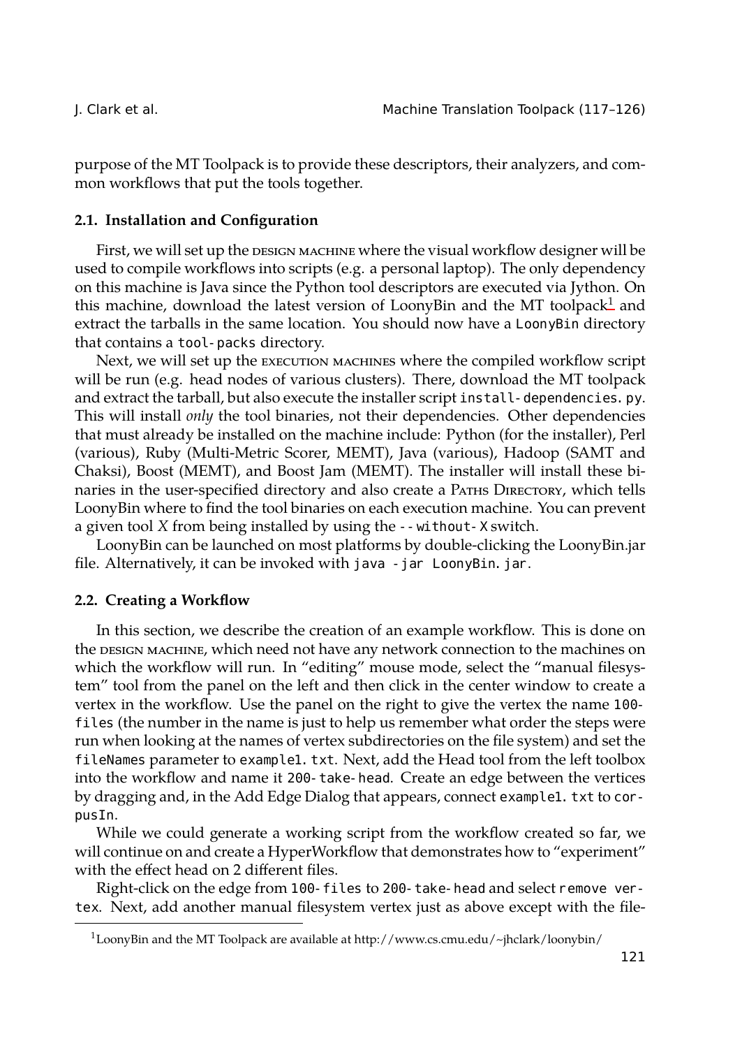purpose of the MT Toolpack is to provide these descriptors, their analyzers, and common workflows that put the tools together.

### 2.1. Installation and Configuration

First, we will set up the DESIGN MACHINE where the visual workflow designer will be used to compile workflows into scripts (e.g. a personal laptop). The only dependency on this machine is Java since the Python tool descriptors are executed via Jython. On this machine, download the latest version of LoonyBin and the MT toolpack[1] and extract the tarballs in the same location. You should now have a `LoonyBin` directory that contains a `tool-packs` directory.

Next, we will set up the EXECUTION MACHINES where the compiled workflow script will be run (e.g. head nodes of various clusters). There, download the MT toolpack and extract the tarball, but also execute the installer script `install-dependencies.py`. This will install *only* the tool binaries, not their dependencies. Other dependencies that must already be installed on the machine include: Python (for the installer), Perl (various), Ruby (Multi-Metric Scorer, MEMT), Java (various), Hadoop (SAMT and Chaksi), Boost (MEMT), and Boost Jam (MEMT). The installer will install these binaries in the user-specified directory and also create a PATHS DIRECTORY, which tells LoonyBin where to find the tool binaries on each execution machine. You can prevent a given tool *X* from being installed by using the `--without-X` switch.

LoonyBin can be launched on most platforms by double-clicking the LoonyBin.jar file. Alternatively, it can be invoked with `java -jar LoonyBin.jar`.

### 2.2. Creating a Workflow

In this section, we describe the creation of an example workflow. This is done on the DESIGN MACHINE, which need not have any network connection to the machines on which the workflow will run. In "editing" mouse mode, select the "manual filesystem" tool from the panel on the left and then click in the center window to create a vertex in the workflow. Use the panel on the right to give the vertex the name `100-files` (the number in the name is just to help us remember what order the steps were run when looking at the names of vertex subdirectories on the file system) and set the `fileNames` parameter to `example1.txt`. Next, add the Head tool from the left toolbox into the workflow and name it `200-take-head`. Create an edge between the vertices by dragging and, in the Add Edge Dialog that appears, connect `example1.txt` to `corpusIn`.

While we could generate a working script from the workflow created so far, we will continue on and create a HyperWorkflow that demonstrates how to "experiment" with the effect head on 2 different files.

Right-click on the edge from `100-files` to `200-take-head` and select `remove vertex`. Next, add another manual filesystem vertex just as above except with the file-

[1] LoonyBin and the MT Toolpack are available at http://www.cs.cmu.edu/~jhclark/loonybin/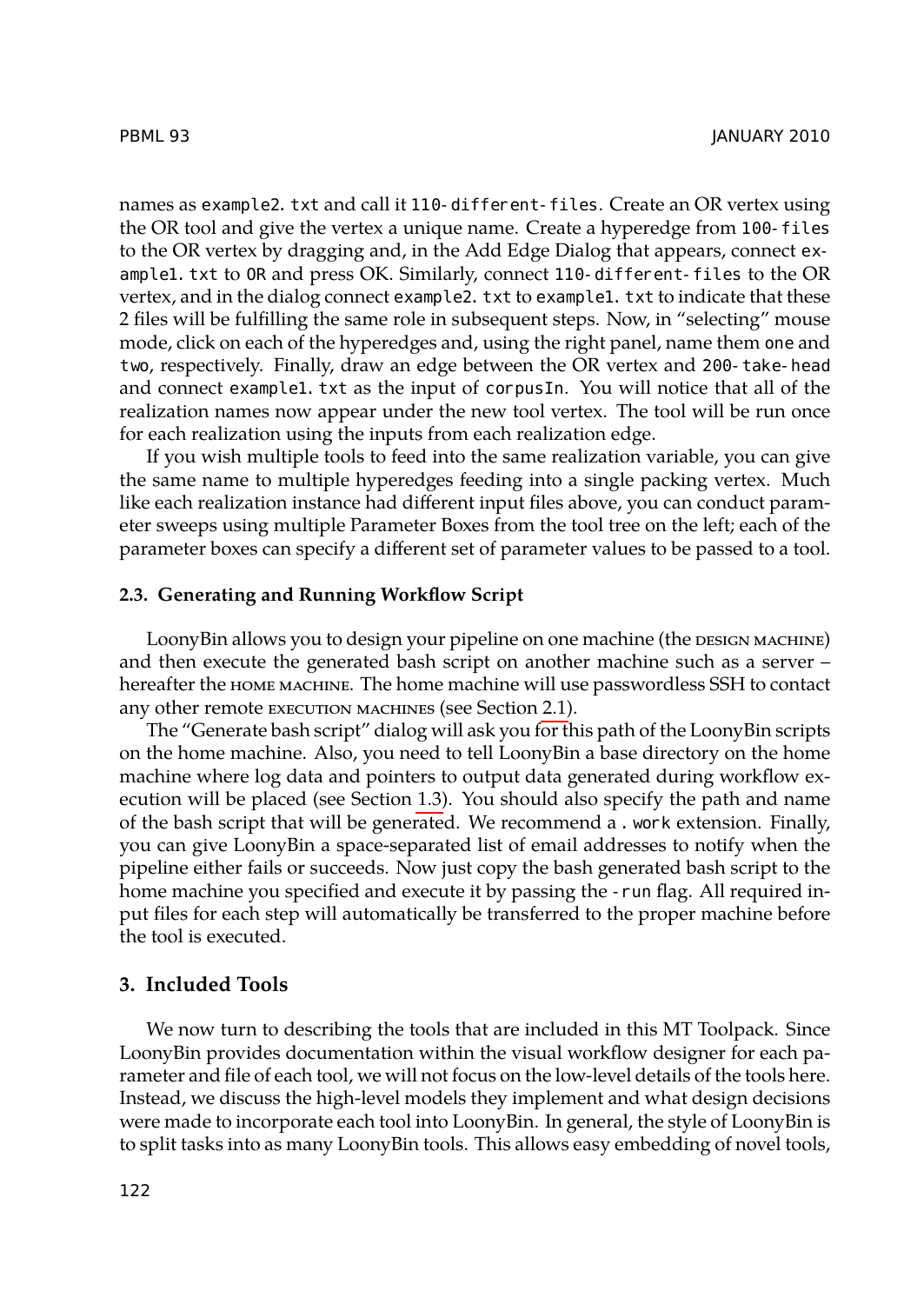names as example2.txt and call it 110-different-files. Create an OR vertex using the OR tool and give the vertex a unique name. Create a hyperedge from 100-files to the OR vertex by dragging and, in the Add Edge Dialog that appears, connect example1.txt to OR and press OK. Similarly, connect 110-different-files to the OR vertex, and in the dialog connect example2.txt to example1.txt to indicate that these 2 files will be fulfilling the same role in subsequent steps. Now, in "selecting" mouse mode, click on each of the hyperedges and, using the right panel, name them one and two, respectively. Finally, draw an edge between the OR vertex and 200-take-head and connect example1.txt as the input of corpusIn. You will notice that all of the realization names now appear under the new tool vertex. The tool will be run once for each realization using the inputs from each realization edge.

If you wish multiple tools to feed into the same realization variable, you can give the same name to multiple hyperedges feeding into a single packing vertex. Much like each realization instance had different input files above, you can conduct parameter sweeps using multiple Parameter Boxes from the tool tree on the left; each of the parameter boxes can specify a different set of parameter values to be passed to a tool.

### 2.3. Generating and Running Workflow Script

LoonyBin allows you to design your pipeline on one machine (the DESIGN MACHINE) and then execute the generated bash script on another machine such as a server – hereafter the HOME MACHINE. The home machine will use passwordless SSH to contact any other remote EXECUTION MACHINES (see Section 2.1).

The "Generate bash script" dialog will ask you for this path of the LoonyBin scripts on the home machine. Also, you need to tell LoonyBin a base directory on the home machine where log data and pointers to output data generated during workflow execution will be placed (see Section 1.3). You should also specify the path and name of the bash script that will be generated. We recommend a .work extension. Finally, you can give LoonyBin a space-separated list of email addresses to notify when the pipeline either fails or succeeds. Now just copy the bash generated bash script to the home machine you specified and execute it by passing the -run flag. All required input files for each step will automatically be transferred to the proper machine before the tool is executed.

## 3. Included Tools

We now turn to describing the tools that are included in this MT Toolpack. Since LoonyBin provides documentation within the visual workflow designer for each parameter and file of each tool, we will not focus on the low-level details of the tools here. Instead, we discuss the high-level models they implement and what design decisions were made to incorporate each tool into LoonyBin. In general, the style of LoonyBin is to split tasks into as many LoonyBin tools. This allows easy embedding of novel tools,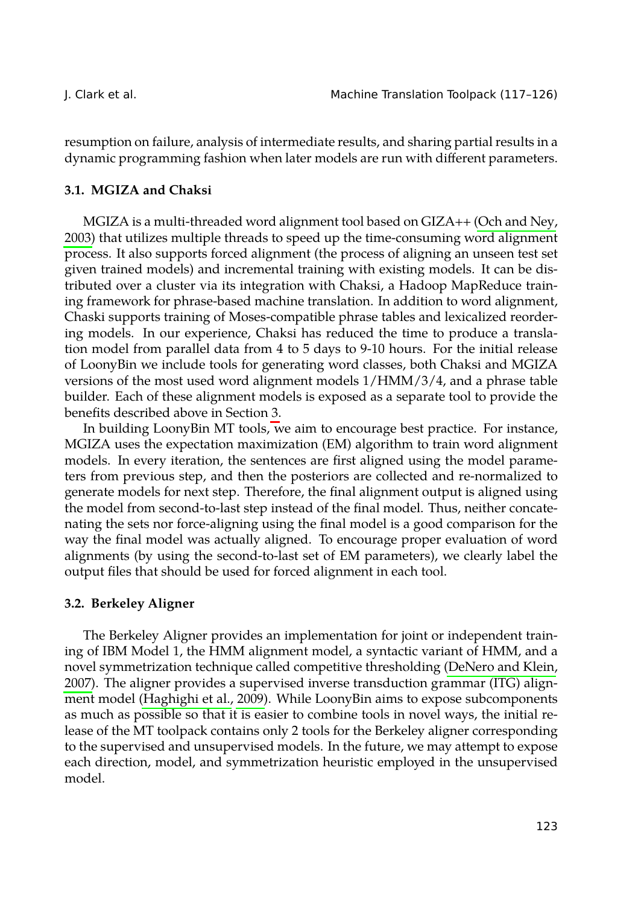resumption on failure, analysis of intermediate results, and sharing partial results in a dynamic programming fashion when later models are run with different parameters.

### 3.1. MGIZA and Chaksi

MGIZA is a multi-threaded word alignment tool based on GIZA++ (Och and Ney, 2003) that utilizes multiple threads to speed up the time-consuming word alignment process. It also supports forced alignment (the process of aligning an unseen test set given trained models) and incremental training with existing models. It can be distributed over a cluster via its integration with Chaksi, a Hadoop MapReduce training framework for phrase-based machine translation. In addition to word alignment, Chaski supports training of Moses-compatible phrase tables and lexicalized reordering models. In our experience, Chaksi has reduced the time to produce a translation model from parallel data from 4 to 5 days to 9-10 hours. For the initial release of LoonyBin we include tools for generating word classes, both Chaksi and MGIZA versions of the most used word alignment models 1/HMM/3/4, and a phrase table builder. Each of these alignment models is exposed as a separate tool to provide the benefits described above in Section 3.

In building LoonyBin MT tools, we aim to encourage best practice. For instance, MGIZA uses the expectation maximization (EM) algorithm to train word alignment models. In every iteration, the sentences are first aligned using the model parameters from previous step, and then the posteriors are collected and re-normalized to generate models for next step. Therefore, the final alignment output is aligned using the model from second-to-last step instead of the final model. Thus, neither concatenating the sets nor force-aligning using the final model is a good comparison for the way the final model was actually aligned. To encourage proper evaluation of word alignments (by using the second-to-last set of EM parameters), we clearly label the output files that should be used for forced alignment in each tool.

### 3.2. Berkeley Aligner

The Berkeley Aligner provides an implementation for joint or independent training of IBM Model 1, the HMM alignment model, a syntactic variant of HMM, and a novel symmetrization technique called competitive thresholding (DeNero and Klein, 2007). The aligner provides a supervised inverse transduction grammar (ITG) alignment model (Haghighi et al., 2009). While LoonyBin aims to expose subcomponents as much as possible so that it is easier to combine tools in novel ways, the initial release of the MT toolpack contains only 2 tools for the Berkeley aligner corresponding to the supervised and unsupervised models. In the future, we may attempt to expose each direction, model, and symmetrization heuristic employed in the unsupervised model.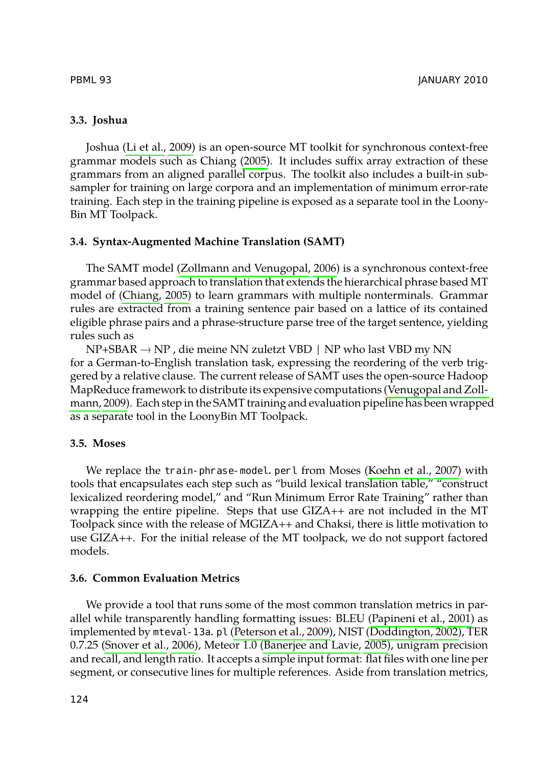### 3.3. Joshua

Joshua (Li et al., 2009) is an open-source MT toolkit for synchronous context-free grammar models such as Chiang (2005). It includes suffix array extraction of these grammars from an aligned parallel corpus. The toolkit also includes a built-in subsampler for training on large corpora and an implementation of minimum error-rate training. Each step in the training pipeline is exposed as a separate tool in the LoonyBin MT Toolpack.

### 3.4. Syntax-Augmented Machine Translation (SAMT)

The SAMT model (Zollmann and Venugopal, 2006) is a synchronous context-free grammar based approach to translation that extends the hierarchical phrase based MT model of (Chiang, 2005) to learn grammars with multiple nonterminals. Grammar rules are extracted from a training sentence pair based on a lattice of its contained eligible phrase pairs and a phrase-structure parse tree of the target sentence, yielding rules such as

NP+SBAR → NP , die meine NN zuletzt VBD | NP who last VBD my NN
for a German-to-English translation task, expressing the reordering of the verb triggered by a relative clause. The current release of SAMT uses the open-source Hadoop MapReduce framework to distribute its expensive computations (Venugopal and Zollmann, 2009). Each step in the SAMT training and evaluation pipeline has been wrapped as a separate tool in the LoonyBin MT Toolpack.

### 3.5. Moses

We replace the `train-phrase-model.perl` from Moses (Koehn et al., 2007) with tools that encapsulates each step such as "build lexical translation table," "construct lexicalized reordering model," and "Run Minimum Error Rate Training" rather than wrapping the entire pipeline. Steps that use GIZA++ are not included in the MT Toolpack since with the release of MGIZA++ and Chaksi, there is little motivation to use GIZA++. For the initial release of the MT toolpack, we do not support factored models.

### 3.6. Common Evaluation Metrics

We provide a tool that runs some of the most common translation metrics in parallel while transparently handling formatting issues: BLEU (Papineni et al., 2001) as implemented by `mteval-13a.pl` (Peterson et al., 2009), NIST (Doddington, 2002), TER 0.7.25 (Snover et al., 2006), Meteor 1.0 (Banerjee and Lavie, 2005), unigram precision and recall, and length ratio. It accepts a simple input format: flat files with one line per segment, or consecutive lines for multiple references. Aside from translation metrics,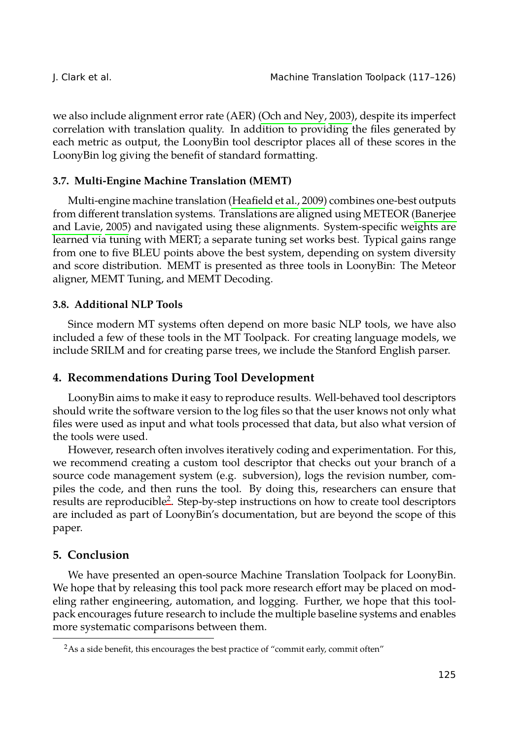we also include alignment error rate (AER) (Och and Ney, 2003), despite its imperfect correlation with translation quality. In addition to providing the files generated by each metric as output, the LoonyBin tool descriptor places all of these scores in the LoonyBin log giving the benefit of standard formatting.

### 3.7. Multi-Engine Machine Translation (MEMT)

Multi-engine machine translation (Heafield et al., 2009) combines one-best outputs from different translation systems. Translations are aligned using METEOR (Banerjee and Lavie, 2005) and navigated using these alignments. System-specific weights are learned via tuning with MERT; a separate tuning set works best. Typical gains range from one to five BLEU points above the best system, depending on system diversity and score distribution. MEMT is presented as three tools in LoonyBin: The Meteor aligner, MEMT Tuning, and MEMT Decoding.

### 3.8. Additional NLP Tools

Since modern MT systems often depend on more basic NLP tools, we have also included a few of these tools in the MT Toolpack. For creating language models, we include SRILM and for creating parse trees, we include the Stanford English parser.

## 4. Recommendations During Tool Development

LoonyBin aims to make it easy to reproduce results. Well-behaved tool descriptors should write the software version to the log files so that the user knows not only what files were used as input and what tools processed that data, but also what version of the tools were used.

However, research often involves iteratively coding and experimentation. For this, we recommend creating a custom tool descriptor that checks out your branch of a source code management system (e.g. subversion), logs the revision number, compiles the code, and then runs the tool. By doing this, researchers can ensure that results are reproducible[2]. Step-by-step instructions on how to create tool descriptors are included as part of LoonyBin's documentation, but are beyond the scope of this paper.

## 5. Conclusion

We have presented an open-source Machine Translation Toolpack for LoonyBin. We hope that by releasing this tool pack more research effort may be placed on modeling rather engineering, automation, and logging. Further, we hope that this toolpack encourages future research to include the multiple baseline systems and enables more systematic comparisons between them.

---

[2] As a side benefit, this encourages the best practice of "commit early, commit often"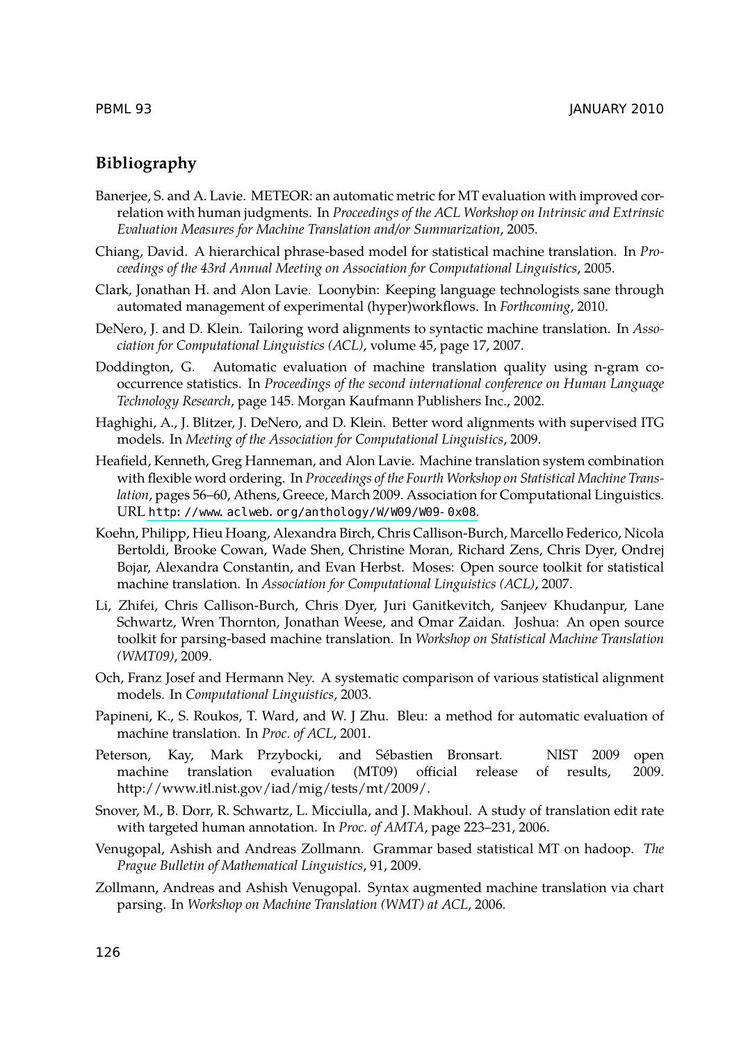## Bibliography

Banerjee, S. and A. Lavie. METEOR: an automatic metric for MT evaluation with improved correlation with human judgments. In *Proceedings of the ACL Workshop on Intrinsic and Extrinsic Evaluation Measures for Machine Translation and/or Summarization*, 2005.

Chiang, David. A hierarchical phrase-based model for statistical machine translation. In *Proceedings of the 43rd Annual Meeting on Association for Computational Linguistics*, 2005.

Clark, Jonathan H. and Alon Lavie. Loonybin: Keeping language technologists sane through automated management of experimental (hyper)workflows. In *Forthcoming*, 2010.

DeNero, J. and D. Klein. Tailoring word alignments to syntactic machine translation. In *Association for Computational Linguistics (ACL)*, volume 45, page 17, 2007.

Doddington, G. Automatic evaluation of machine translation quality using n-gram co-occurrence statistics. In *Proceedings of the second international conference on Human Language Technology Research*, page 145. Morgan Kaufmann Publishers Inc., 2002.

Haghighi, A., J. Blitzer, J. DeNero, and D. Klein. Better word alignments with supervised ITG models. In *Meeting of the Association for Computational Linguistics*, 2009.

Heafield, Kenneth, Greg Hanneman, and Alon Lavie. Machine translation system combination with flexible word ordering. In *Proceedings of the Fourth Workshop on Statistical Machine Translation*, pages 56–60, Athens, Greece, March 2009. Association for Computational Linguistics. URL http://www.aclweb.org/anthology/W/W09/W09-0x08.

Koehn, Philipp, Hieu Hoang, Alexandra Birch, Chris Callison-Burch, Marcello Federico, Nicola Bertoldi, Brooke Cowan, Wade Shen, Christine Moran, Richard Zens, Chris Dyer, Ondrej Bojar, Alexandra Constantin, and Evan Herbst. Moses: Open source toolkit for statistical machine translation. In *Association for Computational Linguistics (ACL)*, 2007.

Li, Zhifei, Chris Callison-Burch, Chris Dyer, Juri Ganitkevitch, Sanjeev Khudanpur, Lane Schwartz, Wren Thornton, Jonathan Weese, and Omar Zaidan. Joshua: An open source toolkit for parsing-based machine translation. In *Workshop on Statistical Machine Translation (WMT09)*, 2009.

Och, Franz Josef and Hermann Ney. A systematic comparison of various statistical alignment models. In *Computational Linguistics*, 2003.

Papineni, K., S. Roukos, T. Ward, and W. J Zhu. Bleu: a method for automatic evaluation of machine translation. In *Proc. of ACL*, 2001.

Peterson, Kay, Mark Przybocki, and Sébastien Bronsart. NIST 2009 open machine translation evaluation (MT09) official release of results, 2009. http://www.itl.nist.gov/iad/mig/tests/mt/2009/.

Snover, M., B. Dorr, R. Schwartz, L. Micciulla, and J. Makhoul. A study of translation edit rate with targeted human annotation. In *Proc. of AMTA*, page 223–231, 2006.

Venugopal, Ashish and Andreas Zollmann. Grammar based statistical MT on hadoop. *The Prague Bulletin of Mathematical Linguistics*, 91, 2009.

Zollmann, Andreas and Ashish Venugopal. Syntax augmented machine translation via chart parsing. In *Workshop on Machine Translation (WMT) at ACL*, 2006.